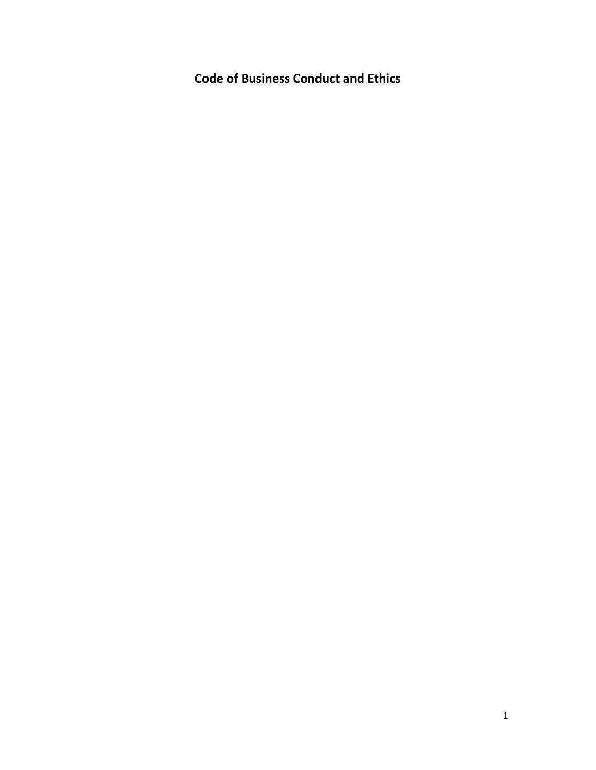# Code of Business Conduct and Ethics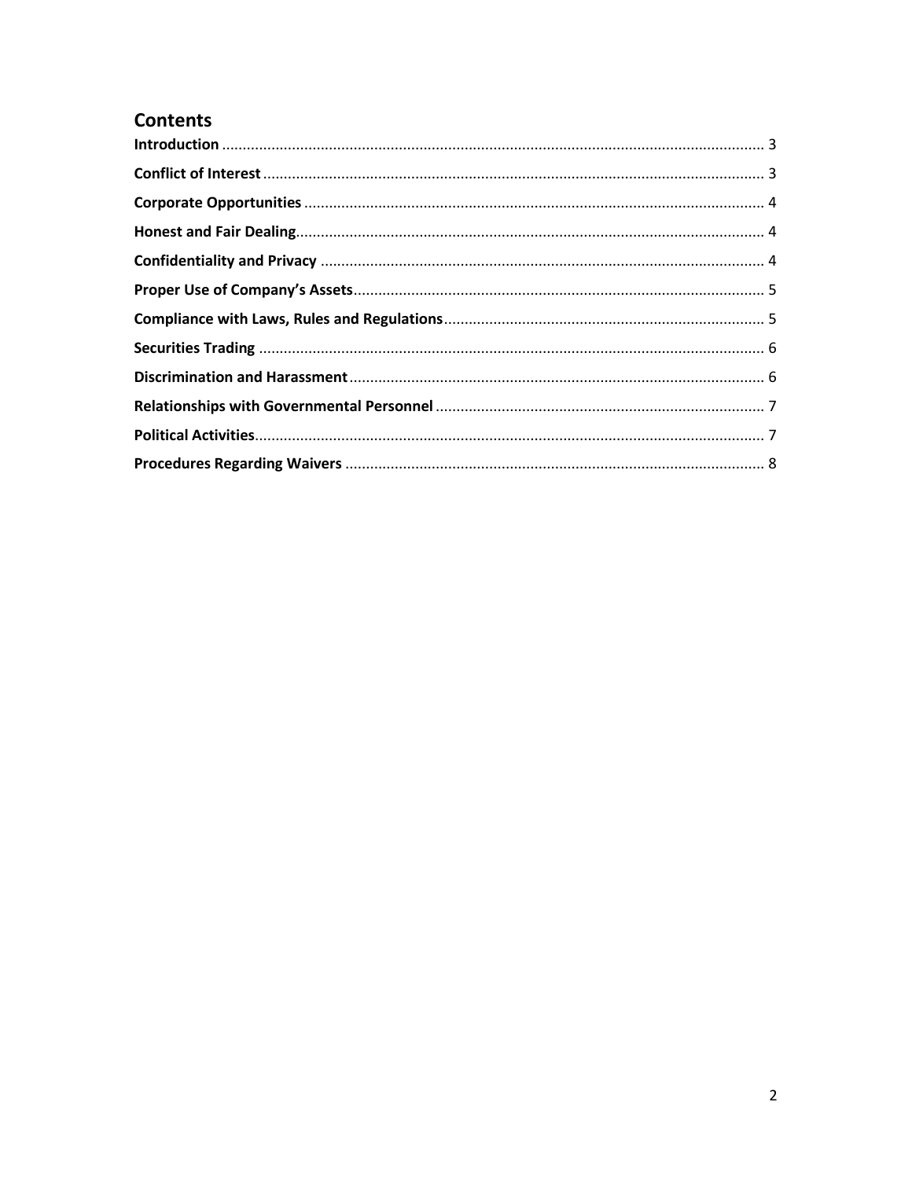## Contents

| | |
|---|---|
| **Introduction** | 3 |
| **Conflict of Interest** | 3 |
| **Corporate Opportunities** | 4 |
| **Honest and Fair Dealing** | 4 |
| **Confidentiality and Privacy** | 4 |
| **Proper Use of Company's Assets** | 5 |
| **Compliance with Laws, Rules and Regulations** | 5 |
| **Securities Trading** | 6 |
| **Discrimination and Harassment** | 6 |
| **Relationships with Governmental Personnel** | 7 |
| **Political Activities** | 7 |
| **Procedures Regarding Waivers** | 8 |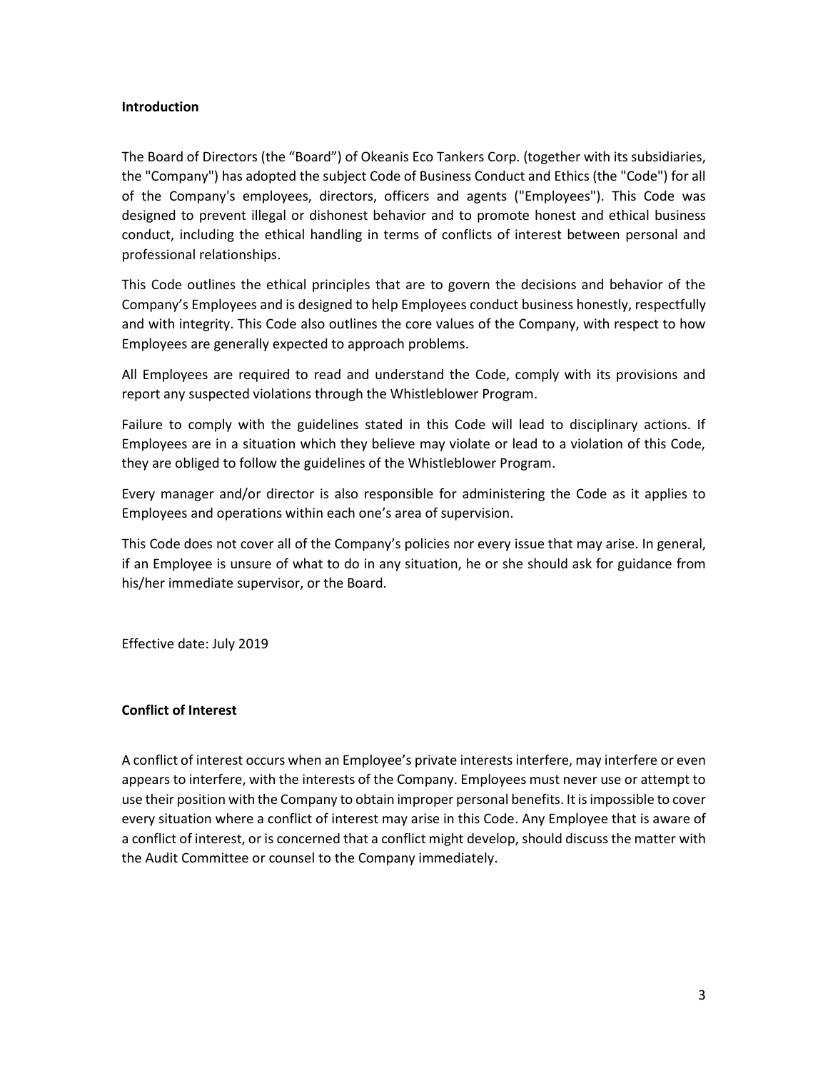## Introduction

The Board of Directors (the "Board") of Okeanis Eco Tankers Corp. (together with its subsidiaries, the "Company") has adopted the subject Code of Business Conduct and Ethics (the "Code") for all of the Company's employees, directors, officers and agents ("Employees"). This Code was designed to prevent illegal or dishonest behavior and to promote honest and ethical business conduct, including the ethical handling in terms of conflicts of interest between personal and professional relationships.

This Code outlines the ethical principles that are to govern the decisions and behavior of the Company's Employees and is designed to help Employees conduct business honestly, respectfully and with integrity. This Code also outlines the core values of the Company, with respect to how Employees are generally expected to approach problems.

All Employees are required to read and understand the Code, comply with its provisions and report any suspected violations through the Whistleblower Program.

Failure to comply with the guidelines stated in this Code will lead to disciplinary actions. If Employees are in a situation which they believe may violate or lead to a violation of this Code, they are obliged to follow the guidelines of the Whistleblower Program.

Every manager and/or director is also responsible for administering the Code as it applies to Employees and operations within each one's area of supervision.

This Code does not cover all of the Company's policies nor every issue that may arise. In general, if an Employee is unsure of what to do in any situation, he or she should ask for guidance from his/her immediate supervisor, or the Board.

Effective date: July 2019

## Conflict of Interest

A conflict of interest occurs when an Employee's private interests interfere, may interfere or even appears to interfere, with the interests of the Company. Employees must never use or attempt to use their position with the Company to obtain improper personal benefits. It is impossible to cover every situation where a conflict of interest may arise in this Code. Any Employee that is aware of a conflict of interest, or is concerned that a conflict might develop, should discuss the matter with the Audit Committee or counsel to the Company immediately.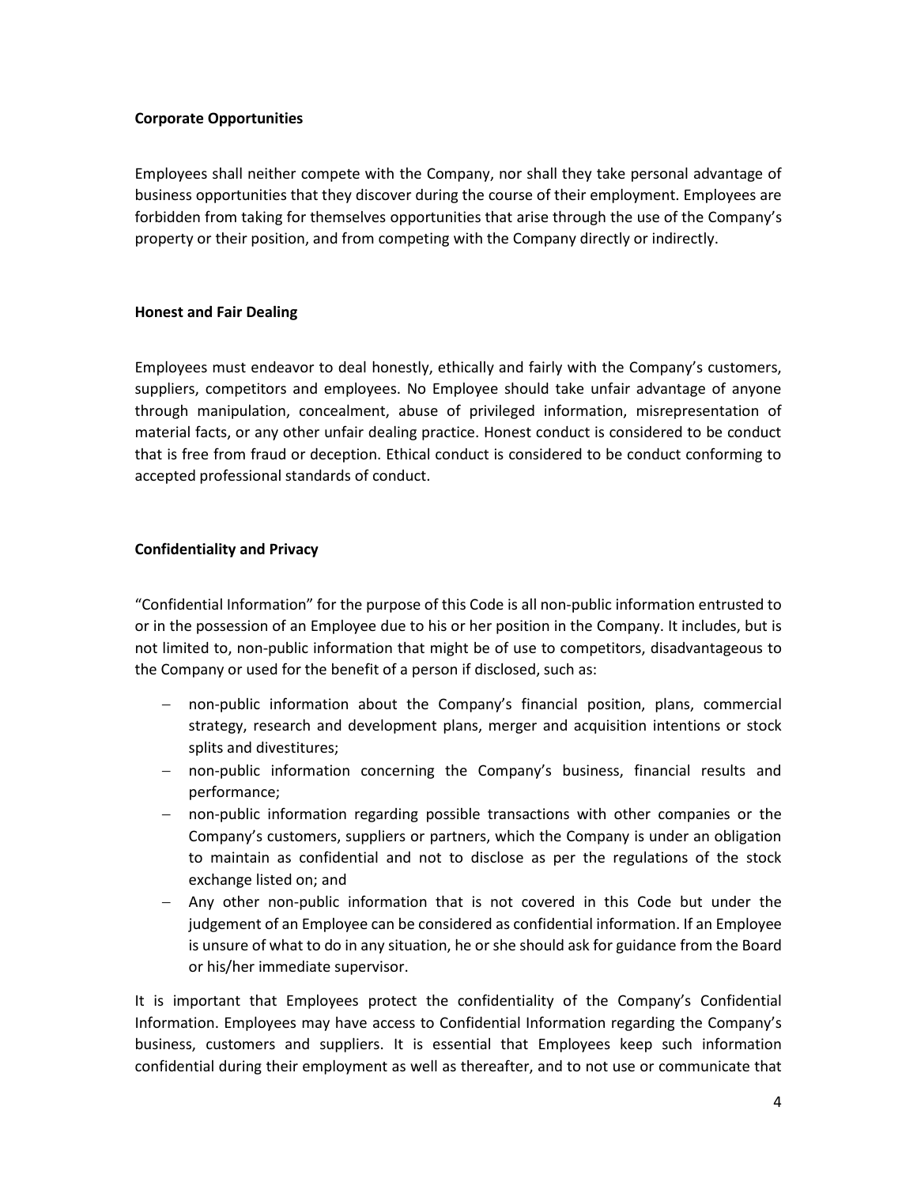### Corporate Opportunities

Employees shall neither compete with the Company, nor shall they take personal advantage of business opportunities that they discover during the course of their employment. Employees are forbidden from taking for themselves opportunities that arise through the use of the Company's property or their position, and from competing with the Company directly or indirectly.

### Honest and Fair Dealing

Employees must endeavor to deal honestly, ethically and fairly with the Company's customers, suppliers, competitors and employees. No Employee should take unfair advantage of anyone through manipulation, concealment, abuse of privileged information, misrepresentation of material facts, or any other unfair dealing practice. Honest conduct is considered to be conduct that is free from fraud or deception. Ethical conduct is considered to be conduct conforming to accepted professional standards of conduct.

### Confidentiality and Privacy

"Confidential Information" for the purpose of this Code is all non-public information entrusted to or in the possession of an Employee due to his or her position in the Company. It includes, but is not limited to, non-public information that might be of use to competitors, disadvantageous to the Company or used for the benefit of a person if disclosed, such as:

- non-public information about the Company's financial position, plans, commercial strategy, research and development plans, merger and acquisition intentions or stock splits and divestitures;
- non-public information concerning the Company's business, financial results and performance;
- non-public information regarding possible transactions with other companies or the Company's customers, suppliers or partners, which the Company is under an obligation to maintain as confidential and not to disclose as per the regulations of the stock exchange listed on; and
- Any other non-public information that is not covered in this Code but under the judgement of an Employee can be considered as confidential information. If an Employee is unsure of what to do in any situation, he or she should ask for guidance from the Board or his/her immediate supervisor.

It is important that Employees protect the confidentiality of the Company's Confidential Information. Employees may have access to Confidential Information regarding the Company's business, customers and suppliers. It is essential that Employees keep such information confidential during their employment as well as thereafter, and to not use or communicate that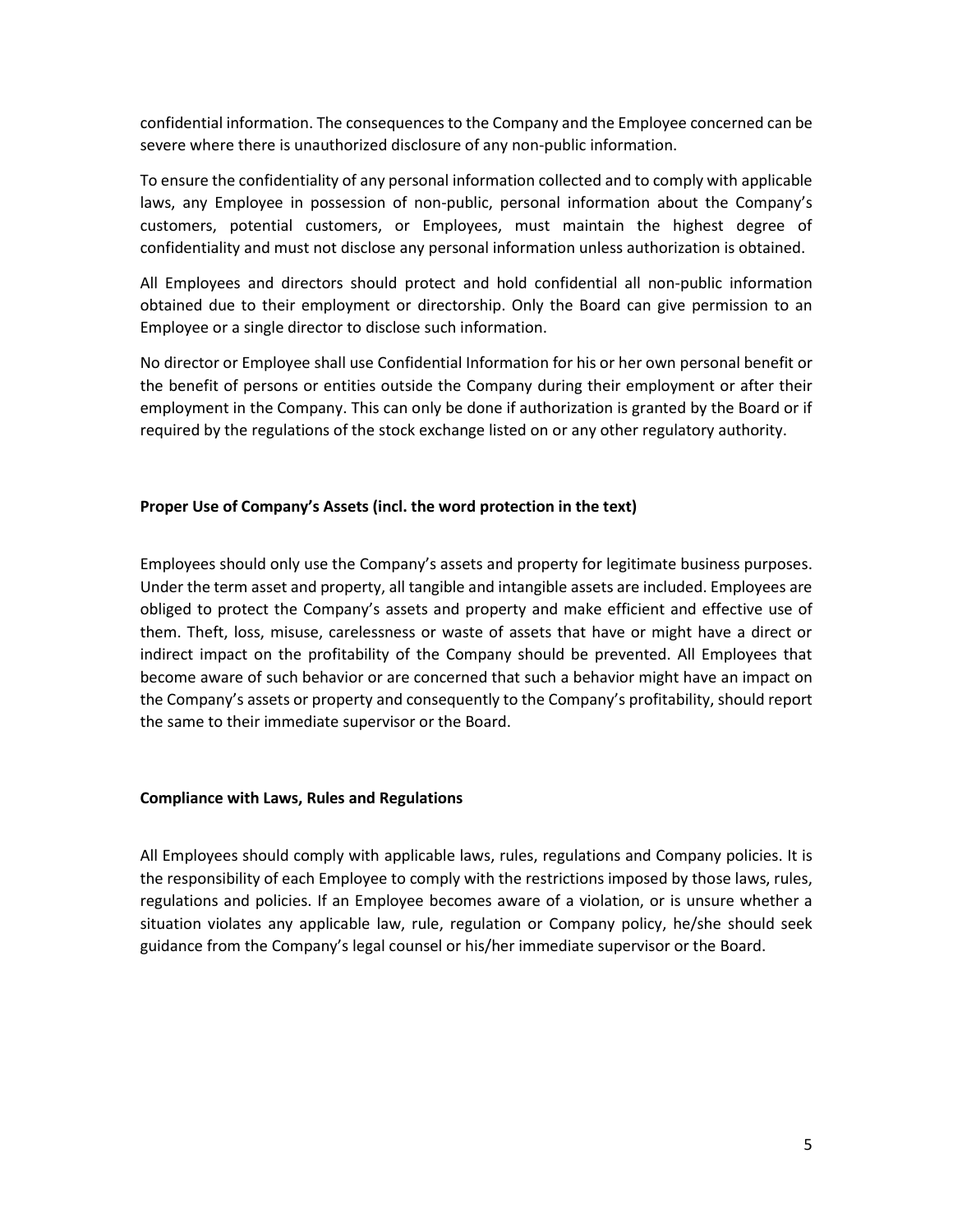confidential information. The consequences to the Company and the Employee concerned can be severe where there is unauthorized disclosure of any non-public information.

To ensure the confidentiality of any personal information collected and to comply with applicable laws, any Employee in possession of non-public, personal information about the Company's customers, potential customers, or Employees, must maintain the highest degree of confidentiality and must not disclose any personal information unless authorization is obtained.

All Employees and directors should protect and hold confidential all non-public information obtained due to their employment or directorship. Only the Board can give permission to an Employee or a single director to disclose such information.

No director or Employee shall use Confidential Information for his or her own personal benefit or the benefit of persons or entities outside the Company during their employment or after their employment in the Company. This can only be done if authorization is granted by the Board or if required by the regulations of the stock exchange listed on or any other regulatory authority.

**Proper Use of Company's Assets (incl. the word protection in the text)**

Employees should only use the Company's assets and property for legitimate business purposes. Under the term asset and property, all tangible and intangible assets are included. Employees are obliged to protect the Company's assets and property and make efficient and effective use of them. Theft, loss, misuse, carelessness or waste of assets that have or might have a direct or indirect impact on the profitability of the Company should be prevented. All Employees that become aware of such behavior or are concerned that such a behavior might have an impact on the Company's assets or property and consequently to the Company's profitability, should report the same to their immediate supervisor or the Board.

**Compliance with Laws, Rules and Regulations**

All Employees should comply with applicable laws, rules, regulations and Company policies. It is the responsibility of each Employee to comply with the restrictions imposed by those laws, rules, regulations and policies. If an Employee becomes aware of a violation, or is unsure whether a situation violates any applicable law, rule, regulation or Company policy, he/she should seek guidance from the Company's legal counsel or his/her immediate supervisor or the Board.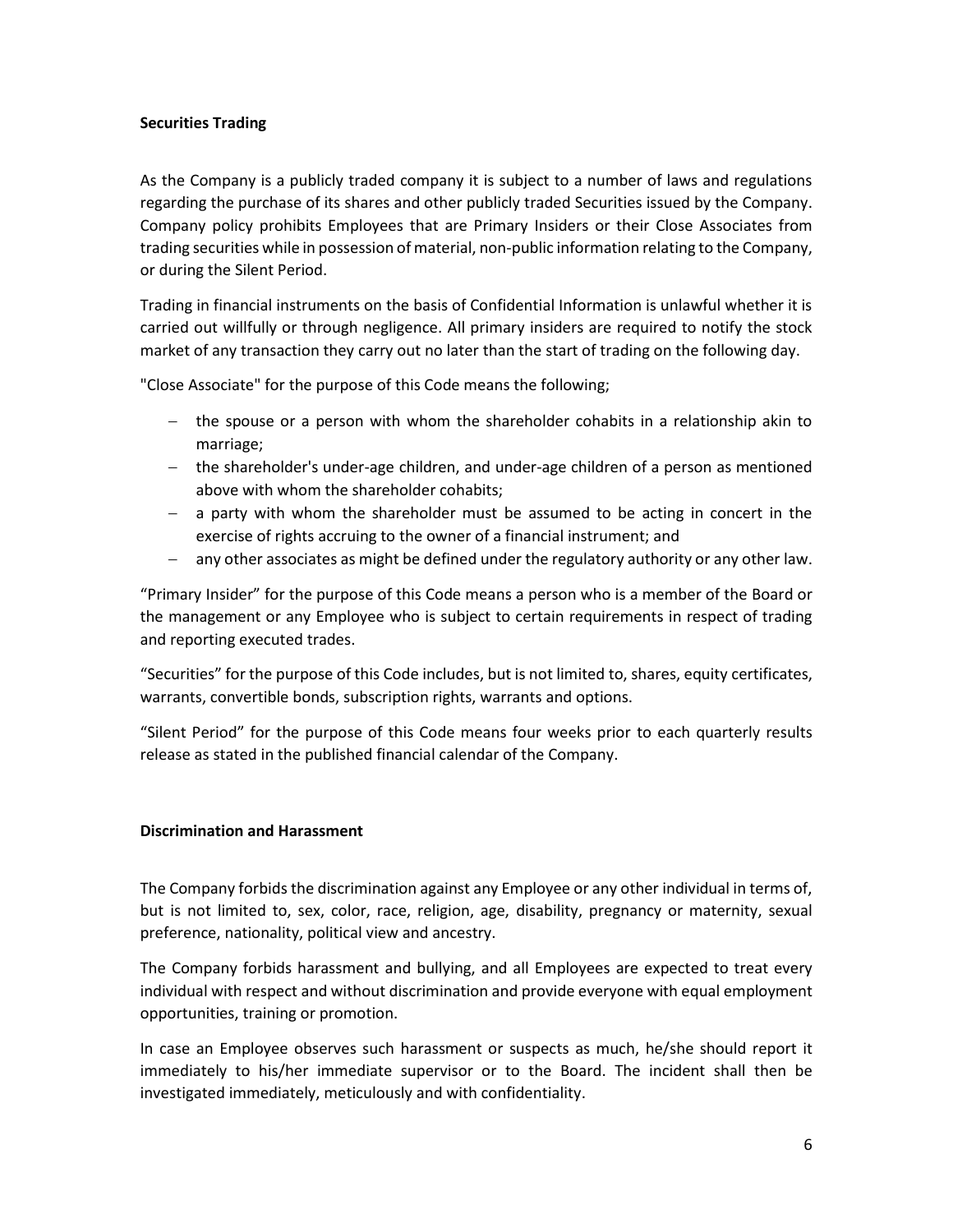**Securities Trading**

As the Company is a publicly traded company it is subject to a number of laws and regulations regarding the purchase of its shares and other publicly traded Securities issued by the Company. Company policy prohibits Employees that are Primary Insiders or their Close Associates from trading securities while in possession of material, non-public information relating to the Company, or during the Silent Period.

Trading in financial instruments on the basis of Confidential Information is unlawful whether it is carried out willfully or through negligence. All primary insiders are required to notify the stock market of any transaction they carry out no later than the start of trading on the following day.

"Close Associate" for the purpose of this Code means the following;

- the spouse or a person with whom the shareholder cohabits in a relationship akin to marriage;
- the shareholder's under-age children, and under-age children of a person as mentioned above with whom the shareholder cohabits;
- a party with whom the shareholder must be assumed to be acting in concert in the exercise of rights accruing to the owner of a financial instrument; and
- any other associates as might be defined under the regulatory authority or any other law.

"Primary Insider" for the purpose of this Code means a person who is a member of the Board or the management or any Employee who is subject to certain requirements in respect of trading and reporting executed trades.

"Securities" for the purpose of this Code includes, but is not limited to, shares, equity certificates, warrants, convertible bonds, subscription rights, warrants and options.

"Silent Period" for the purpose of this Code means four weeks prior to each quarterly results release as stated in the published financial calendar of the Company.

**Discrimination and Harassment**

The Company forbids the discrimination against any Employee or any other individual in terms of, but is not limited to, sex, color, race, religion, age, disability, pregnancy or maternity, sexual preference, nationality, political view and ancestry.

The Company forbids harassment and bullying, and all Employees are expected to treat every individual with respect and without discrimination and provide everyone with equal employment opportunities, training or promotion.

In case an Employee observes such harassment or suspects as much, he/she should report it immediately to his/her immediate supervisor or to the Board. The incident shall then be investigated immediately, meticulously and with confidentiality.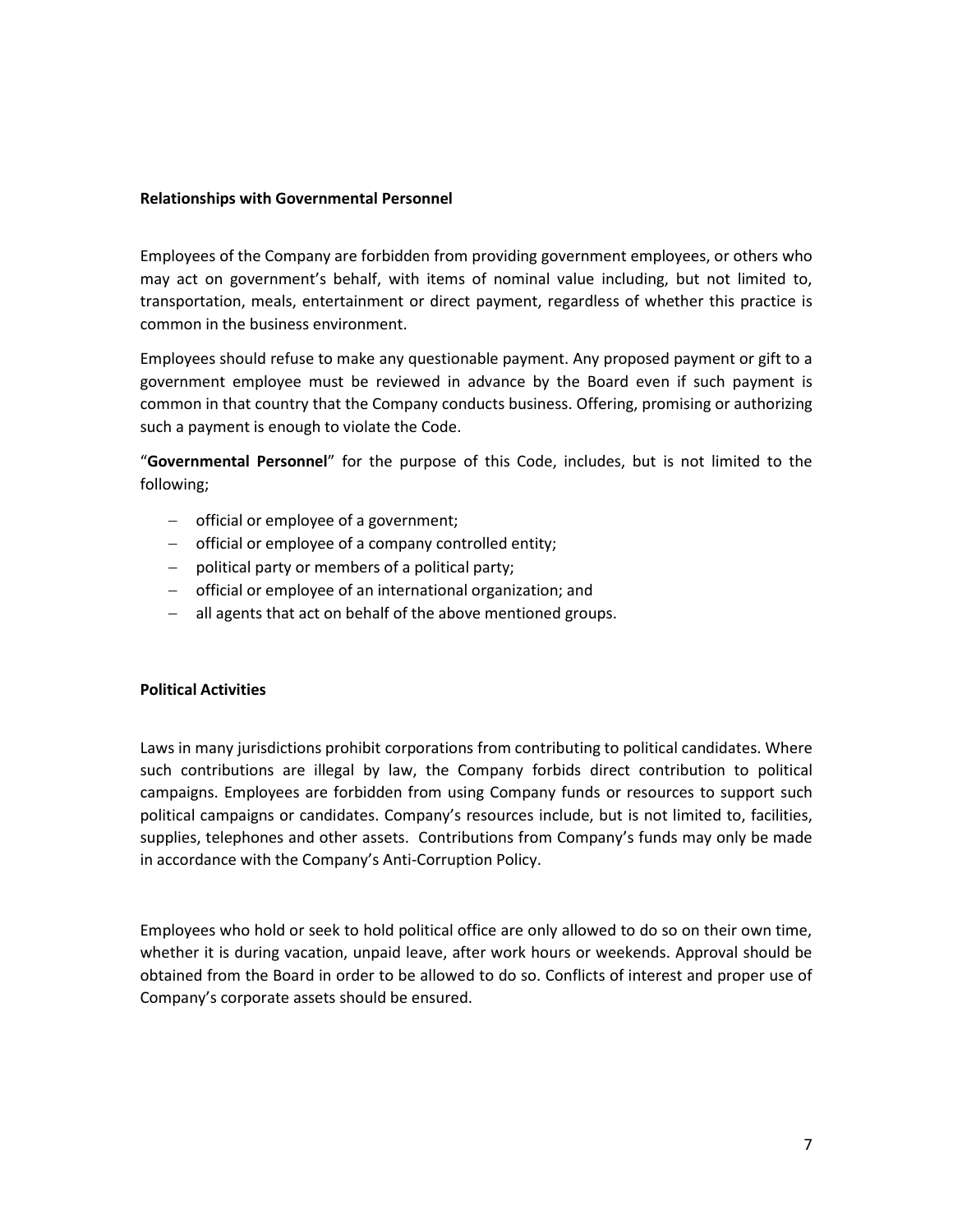**Relationships with Governmental Personnel**

Employees of the Company are forbidden from providing government employees, or others who may act on government's behalf, with items of nominal value including, but not limited to, transportation, meals, entertainment or direct payment, regardless of whether this practice is common in the business environment.

Employees should refuse to make any questionable payment. Any proposed payment or gift to a government employee must be reviewed in advance by the Board even if such payment is common in that country that the Company conducts business. Offering, promising or authorizing such a payment is enough to violate the Code.

"**Governmental Personnel**" for the purpose of this Code, includes, but is not limited to the following;

- official or employee of a government;
- official or employee of a company controlled entity;
- political party or members of a political party;
- official or employee of an international organization; and
- all agents that act on behalf of the above mentioned groups.

**Political Activities**

Laws in many jurisdictions prohibit corporations from contributing to political candidates. Where such contributions are illegal by law, the Company forbids direct contribution to political campaigns. Employees are forbidden from using Company funds or resources to support such political campaigns or candidates. Company's resources include, but is not limited to, facilities, supplies, telephones and other assets. Contributions from Company's funds may only be made in accordance with the Company's Anti-Corruption Policy.

Employees who hold or seek to hold political office are only allowed to do so on their own time, whether it is during vacation, unpaid leave, after work hours or weekends. Approval should be obtained from the Board in order to be allowed to do so. Conflicts of interest and proper use of Company's corporate assets should be ensured.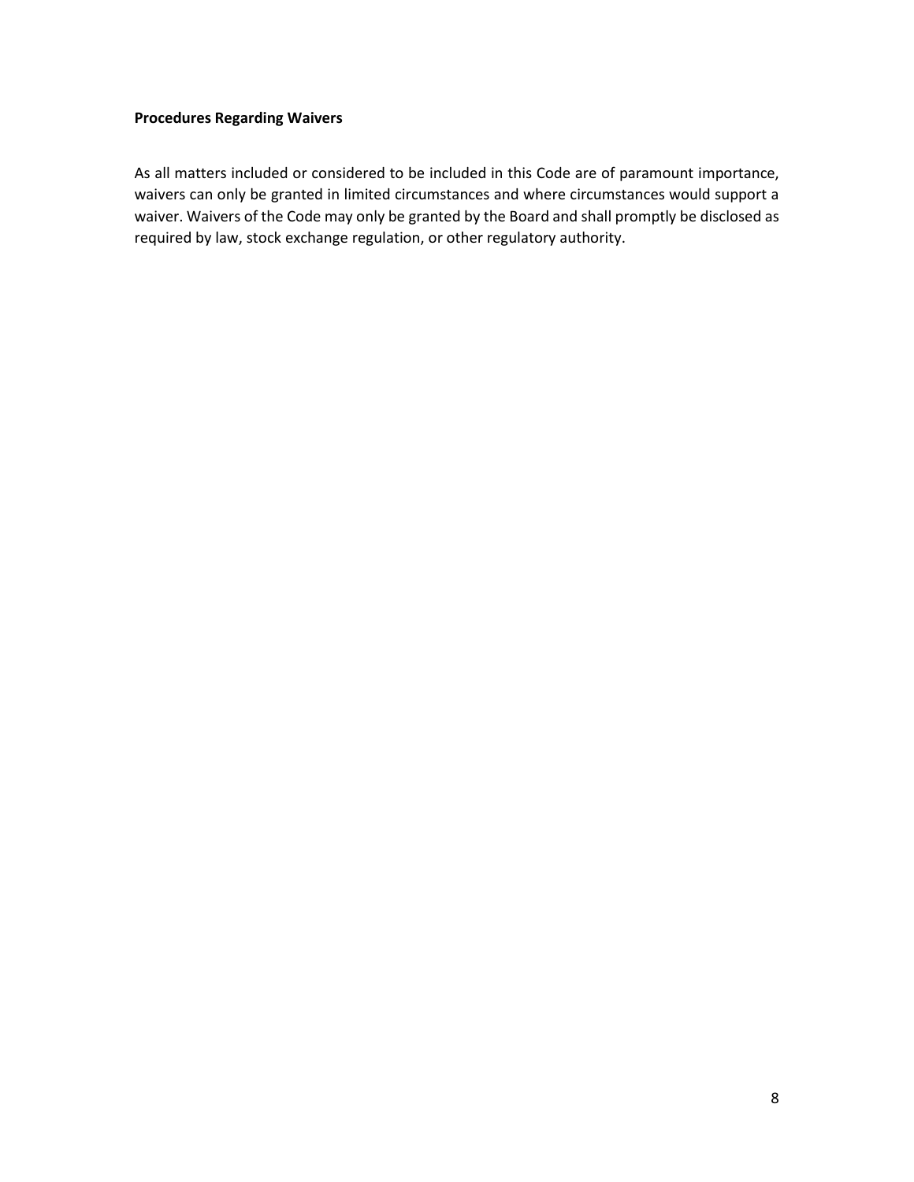**Procedures Regarding Waivers**

As all matters included or considered to be included in this Code are of paramount importance, waivers can only be granted in limited circumstances and where circumstances would support a waiver. Waivers of the Code may only be granted by the Board and shall promptly be disclosed as required by law, stock exchange regulation, or other regulatory authority.